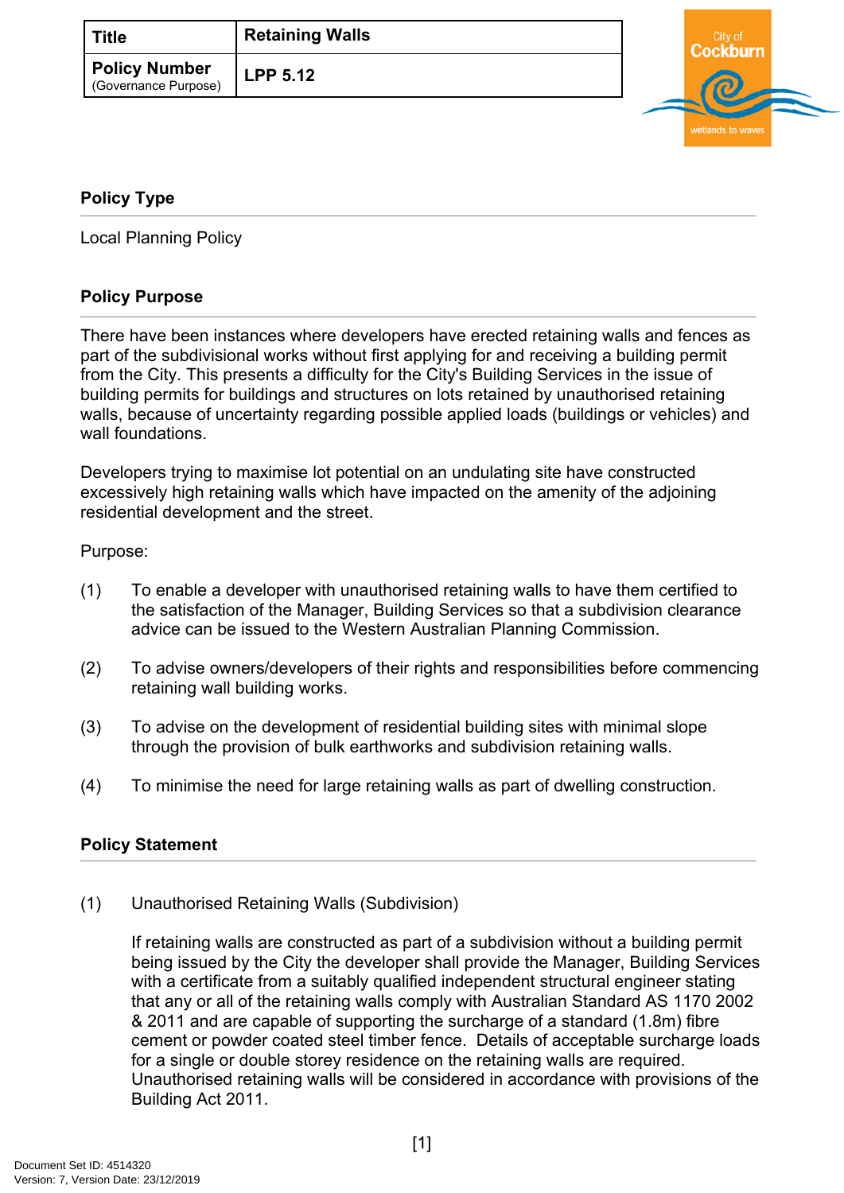| Title | Retaining Walls |
| --- | --- |
| Policy Number (Governance Purpose) | LPP 5.12 |

## Policy Type

Local Planning Policy

## Policy Purpose

There have been instances where developers have erected retaining walls and fences as part of the subdivisional works without first applying for and receiving a building permit from the City. This presents a difficulty for the City's Building Services in the issue of building permits for buildings and structures on lots retained by unauthorised retaining walls, because of uncertainty regarding possible applied loads (buildings or vehicles) and wall foundations.

Developers trying to maximise lot potential on an undulating site have constructed excessively high retaining walls which have impacted on the amenity of the adjoining residential development and the street.

Purpose:

(1) To enable a developer with unauthorised retaining walls to have them certified to the satisfaction of the Manager, Building Services so that a subdivision clearance advice can be issued to the Western Australian Planning Commission.

(2) To advise owners/developers of their rights and responsibilities before commencing retaining wall building works.

(3) To advise on the development of residential building sites with minimal slope through the provision of bulk earthworks and subdivision retaining walls.

(4) To minimise the need for large retaining walls as part of dwelling construction.

## Policy Statement

(1) Unauthorised Retaining Walls (Subdivision)

If retaining walls are constructed as part of a subdivision without a building permit being issued by the City the developer shall provide the Manager, Building Services with a certificate from a suitably qualified independent structural engineer stating that any or all of the retaining walls comply with Australian Standard AS 1170 2002 & 2011 and are capable of supporting the surcharge of a standard (1.8m) fibre cement or powder coated steel timber fence. Details of acceptable surcharge loads for a single or double storey residence on the retaining walls are required. Unauthorised retaining walls will be considered in accordance with provisions of the Building Act 2011.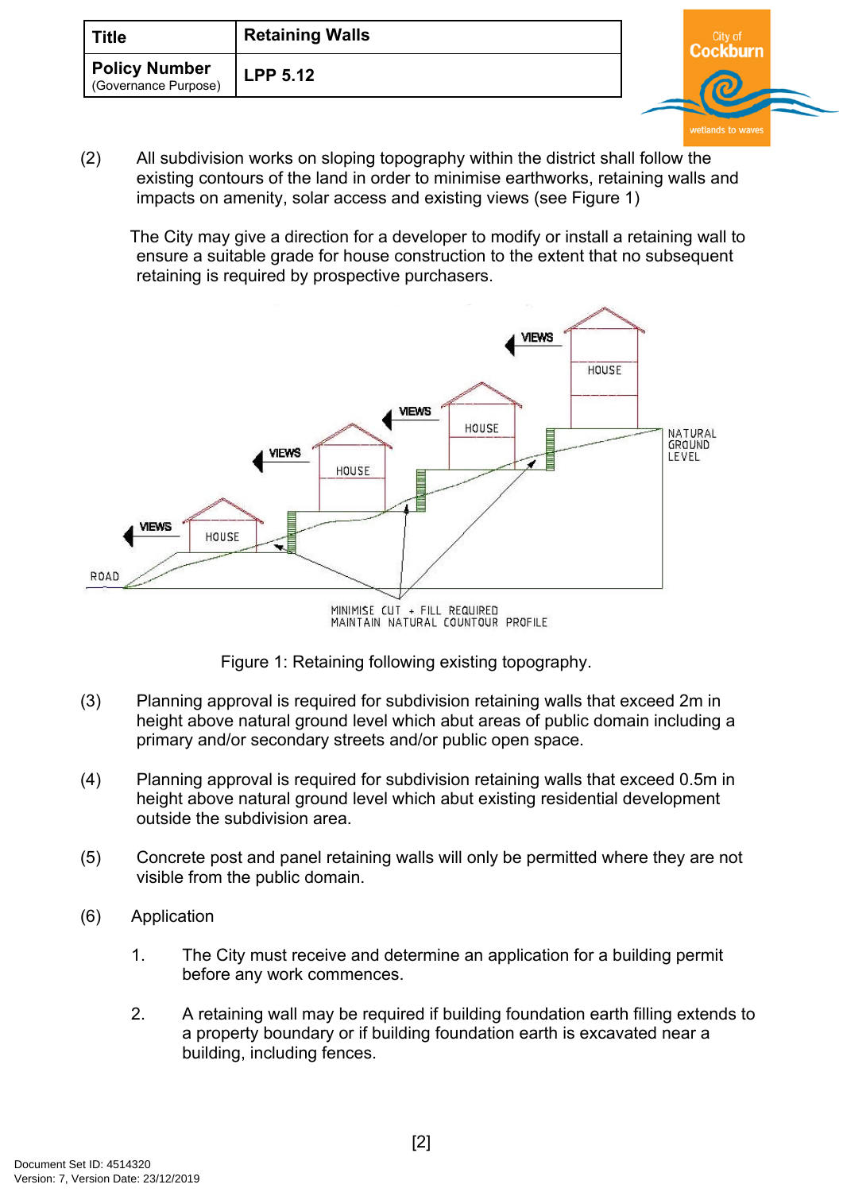| Title | Retaining Walls |
| --- | --- |
| Policy Number (Governance Purpose) | LPP 5.12 |

(2) All subdivision works on sloping topography within the district shall follow the existing contours of the land in order to minimise earthworks, retaining walls and impacts on amenity, solar access and existing views (see Figure 1)

The City may give a direction for a developer to modify or install a retaining wall to ensure a suitable grade for house construction to the extent that no subsequent retaining is required by prospective purchasers.

Figure 1: Retaining following existing topography.

(3) Planning approval is required for subdivision retaining walls that exceed 2m in height above natural ground level which abut areas of public domain including a primary and/or secondary streets and/or public open space.

(4) Planning approval is required for subdivision retaining walls that exceed 0.5m in height above natural ground level which abut existing residential development outside the subdivision area.

(5) Concrete post and panel retaining walls will only be permitted where they are not visible from the public domain.

(6) Application

1. The City must receive and determine an application for a building permit before any work commences.

2. A retaining wall may be required if building foundation earth filling extends to a property boundary or if building foundation earth is excavated near a building, including fences.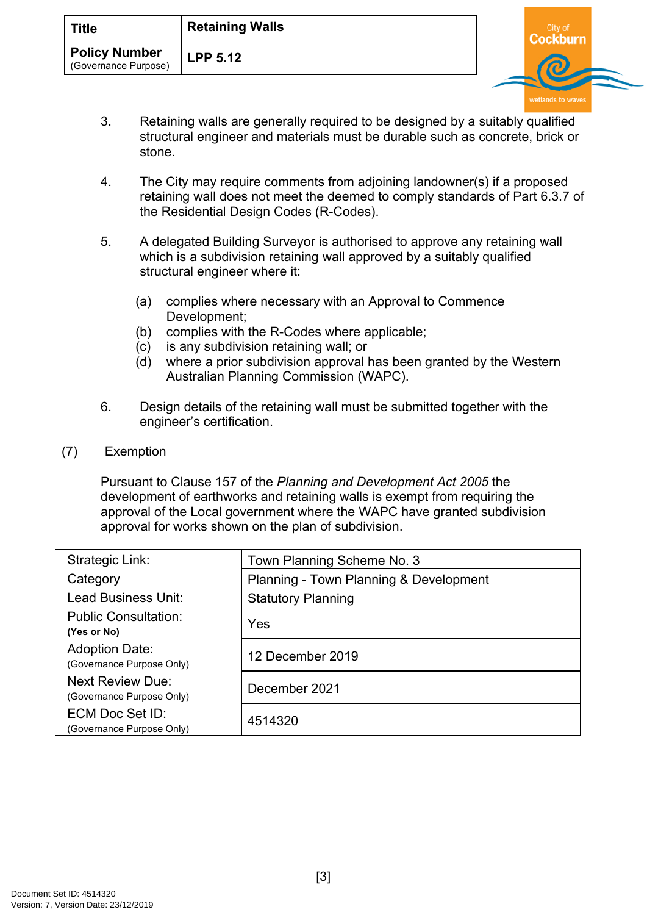| Title | Retaining Walls |
|---|---|
| Policy Number (Governance Purpose) | LPP 5.12 |

3. Retaining walls are generally required to be designed by a suitably qualified structural engineer and materials must be durable such as concrete, brick or stone.

4. The City may require comments from adjoining landowner(s) if a proposed retaining wall does not meet the deemed to comply standards of Part 6.3.7 of the Residential Design Codes (R-Codes).

5. A delegated Building Surveyor is authorised to approve any retaining wall which is a subdivision retaining wall approved by a suitably qualified structural engineer where it:

   (a) complies where necessary with an Approval to Commence Development;
   (b) complies with the R-Codes where applicable;
   (c) is any subdivision retaining wall; or
   (d) where a prior subdivision approval has been granted by the Western Australian Planning Commission (WAPC).

6. Design details of the retaining wall must be submitted together with the engineer's certification.

(7) Exemption

Pursuant to Clause 157 of the *Planning and Development Act 2005* the development of earthworks and retaining walls is exempt from requiring the approval of the Local government where the WAPC have granted subdivision approval for works shown on the plan of subdivision.

| | |
|---|---|
| Strategic Link: | Town Planning Scheme No. 3 |
| Category | Planning - Town Planning & Development |
| Lead Business Unit: | Statutory Planning |
| Public Consultation: **(Yes or No)** | Yes |
| Adoption Date: (Governance Purpose Only) | 12 December 2019 |
| Next Review Due: (Governance Purpose Only) | December 2021 |
| ECM Doc Set ID: (Governance Purpose Only) | 4514320 |